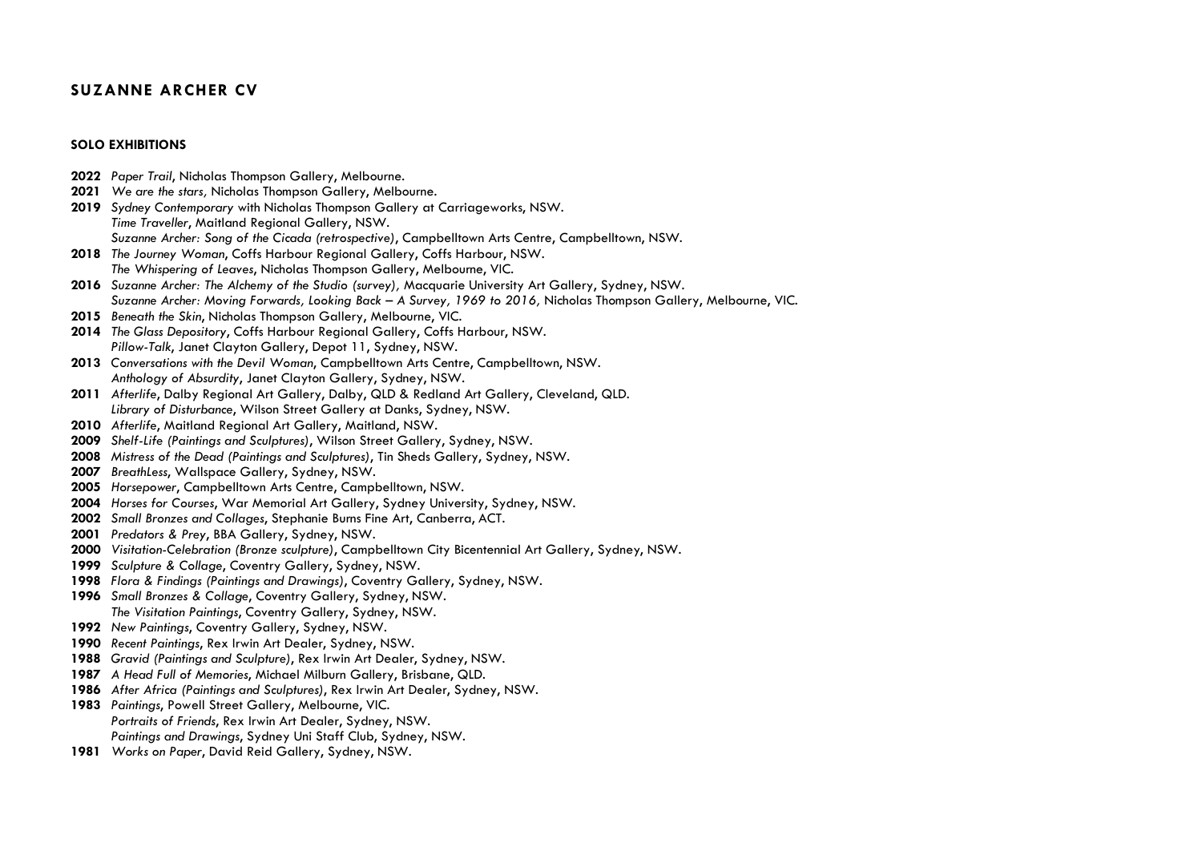# SUZANNE ARCHER CV

## SOLO EXHIBITIONS

**2022** *Paper Trail*, Nicholas Thompson Gallery, Melbourne.

**2021** *We are the stars,* Nicholas Thompson Gallery, Melbourne.

**2019** *Sydney Contemporary* with Nicholas Thompson Gallery at Carriageworks, NSW.
*Time Traveller*, Maitland Regional Gallery, NSW.
*Suzanne Archer: Song of the Cicada (retrospective)*, Campbelltown Arts Centre, Campbelltown, NSW.

**2018** *The Journey Woman*, Coffs Harbour Regional Gallery, Coffs Harbour, NSW.
*The Whispering of Leaves*, Nicholas Thompson Gallery, Melbourne, VIC.

**2016** *Suzanne Archer: The Alchemy of the Studio (survey),* Macquarie University Art Gallery, Sydney, NSW.
*Suzanne Archer: Moving Forwards, Looking Back – A Survey, 1969 to 2016,* Nicholas Thompson Gallery, Melbourne, VIC.

**2015** *Beneath the Skin*, Nicholas Thompson Gallery, Melbourne, VIC.

**2014** *The Glass Depository*, Coffs Harbour Regional Gallery, Coffs Harbour, NSW.
*Pillow-Talk*, Janet Clayton Gallery, Depot 11, Sydney, NSW.

**2013** *Conversations with the Devil Woman*, Campbelltown Arts Centre, Campbelltown, NSW.
*Anthology of Absurdity*, Janet Clayton Gallery, Sydney, NSW.

**2011** *Afterlife*, Dalby Regional Art Gallery, Dalby, QLD & Redland Art Gallery, Cleveland, QLD.
*Library of Disturbance*, Wilson Street Gallery at Danks, Sydney, NSW.

**2010** *Afterlife*, Maitland Regional Art Gallery, Maitland, NSW.

**2009** *Shelf-Life (Paintings and Sculptures)*, Wilson Street Gallery, Sydney, NSW.

**2008** *Mistress of the Dead (Paintings and Sculptures)*, Tin Sheds Gallery, Sydney, NSW.

**2007** *BreathLess*, Wallspace Gallery, Sydney, NSW.

**2005** *Horsepower*, Campbelltown Arts Centre, Campbelltown, NSW.

**2004** *Horses for Courses*, War Memorial Art Gallery, Sydney University, Sydney, NSW.

**2002** *Small Bronzes and Collages*, Stephanie Burns Fine Art, Canberra, ACT.

**2001** *Predators & Prey*, BBA Gallery, Sydney, NSW.

**2000** *Visitation-Celebration (Bronze sculpture)*, Campbelltown City Bicentennial Art Gallery, Sydney, NSW.

**1999** *Sculpture & Collage*, Coventry Gallery, Sydney, NSW.

**1998** *Flora & Findings (Paintings and Drawings)*, Coventry Gallery, Sydney, NSW.

**1996** *Small Bronzes & Collage*, Coventry Gallery, Sydney, NSW.
*The Visitation Paintings*, Coventry Gallery, Sydney, NSW.

**1992** *New Paintings*, Coventry Gallery, Sydney, NSW.

**1990** *Recent Paintings*, Rex Irwin Art Dealer, Sydney, NSW.

**1988** *Gravid (Paintings and Sculpture)*, Rex Irwin Art Dealer, Sydney, NSW.

**1987** *A Head Full of Memories*, Michael Milburn Gallery, Brisbane, QLD.

**1986** *After Africa (Paintings and Sculptures)*, Rex Irwin Art Dealer, Sydney, NSW.

**1983** *Paintings*, Powell Street Gallery, Melbourne, VIC.
*Portraits of Friends*, Rex Irwin Art Dealer, Sydney, NSW.
*Paintings and Drawings*, Sydney Uni Staff Club, Sydney, NSW.

**1981** *Works on Paper*, David Reid Gallery, Sydney, NSW.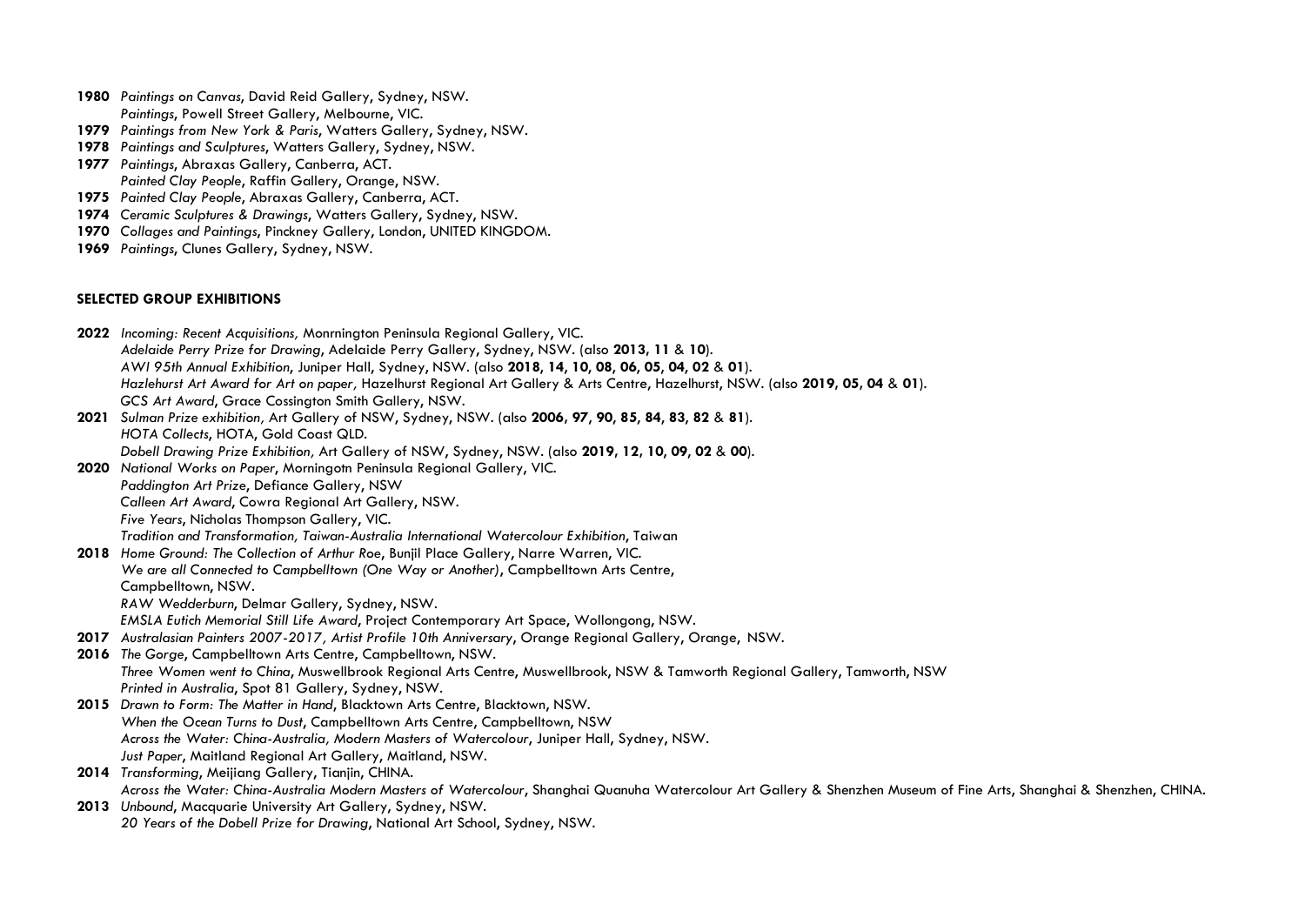**1980** *Paintings on Canvas*, David Reid Gallery, Sydney, NSW.
*Paintings*, Powell Street Gallery, Melbourne, VIC.
**1979** *Paintings from New York & Paris*, Watters Gallery, Sydney, NSW.
**1978** *Paintings and Sculptures*, Watters Gallery, Sydney, NSW.
**1977** *Paintings*, Abraxas Gallery, Canberra, ACT.
*Painted Clay People*, Raffin Gallery, Orange, NSW.
**1975** *Painted Clay People*, Abraxas Gallery, Canberra, ACT.
**1974** *Ceramic Sculptures & Drawings*, Watters Gallery, Sydney, NSW.
**1970** *Collages and Paintings*, Pinckney Gallery, London, UNITED KINGDOM.
**1969** *Paintings*, Clunes Gallery, Sydney, NSW.

## SELECTED GROUP EXHIBITIONS

**2022** *Incoming: Recent Acquisitions,* Monrnington Peninsula Regional Gallery, VIC.
*Adelaide Perry Prize for Drawing*, Adelaide Perry Gallery, Sydney, NSW. (also **2013**, **11** & **10**).
*AWI 95th Annual Exhibition*, Juniper Hall, Sydney, NSW. (also **2018**, **14**, **10**, **08**, **06**, **05**, **04**, **02** & **01**).
*Hazlehurst Art Award for Art on paper,* Hazelhurst Regional Art Gallery & Arts Centre, Hazelhurst, NSW. (also **2019**, **05**, **04** & **01**).
*GCS Art Award*, Grace Cossington Smith Gallery, NSW.
**2021** *Sulman Prize exhibition,* Art Gallery of NSW, Sydney, NSW. (also **2006**, **97**, **90**, **85**, **84**, **83**, **82** & **81**).
*HOTA Collects*, HOTA, Gold Coast QLD.
*Dobell Drawing Prize Exhibition,* Art Gallery of NSW, Sydney, NSW. (also **2019**, **12**, **10**, **09**, **02** & **00**).
**2020** *National Works on Paper*, Morningotn Peninsula Regional Gallery, VIC.
*Paddington Art Prize*, Defiance Gallery, NSW
*Calleen Art Award*, Cowra Regional Art Gallery, NSW.
*Five Years*, Nicholas Thompson Gallery, VIC.
*Tradition and Transformation, Taiwan-Australia International Watercolour Exhibition*, Taiwan
**2018** *Home Ground: The Collection of Arthur Roe*, Bunjil Place Gallery, Narre Warren, VIC.
*We are all Connected to Campbelltown (One Way or Another)*, Campbelltown Arts Centre, Campbelltown, NSW.
*RAW Wedderburn*, Delmar Gallery, Sydney, NSW.
*EMSLA Eutich Memorial Still Life Award*, Project Contemporary Art Space, Wollongong, NSW.
**2017** *Australasian Painters 2007-2017, Artist Profile 10th Anniversary*, Orange Regional Gallery, Orange, NSW.
**2016** *The Gorge*, Campbelltown Arts Centre, Campbelltown, NSW.
*Three Women went to China*, Muswellbrook Regional Arts Centre, Muswellbrook, NSW & Tamworth Regional Gallery, Tamworth, NSW
*Printed in Australia*, Spot 81 Gallery, Sydney, NSW.
**2015** *Drawn to Form: The Matter in Hand*, Blacktown Arts Centre, Blacktown, NSW.
*When the Ocean Turns to Dust*, Campbelltown Arts Centre, Campbelltown, NSW
*Across the Water: China-Australia, Modern Masters of Watercolour*, Juniper Hall, Sydney, NSW.
*Just Paper*, Maitland Regional Art Gallery, Maitland, NSW.
**2014** *Transforming*, Meijiang Gallery, Tianjin, CHINA.
*Across the Water: China-Australia Modern Masters of Watercolour*, Shanghai Quanuha Watercolour Art Gallery & Shenzhen Museum of Fine Arts, Shanghai & Shenzhen, CHINA.
**2013** *Unbound*, Macquarie University Art Gallery, Sydney, NSW.
*20 Years of the Dobell Prize for Drawing*, National Art School, Sydney, NSW.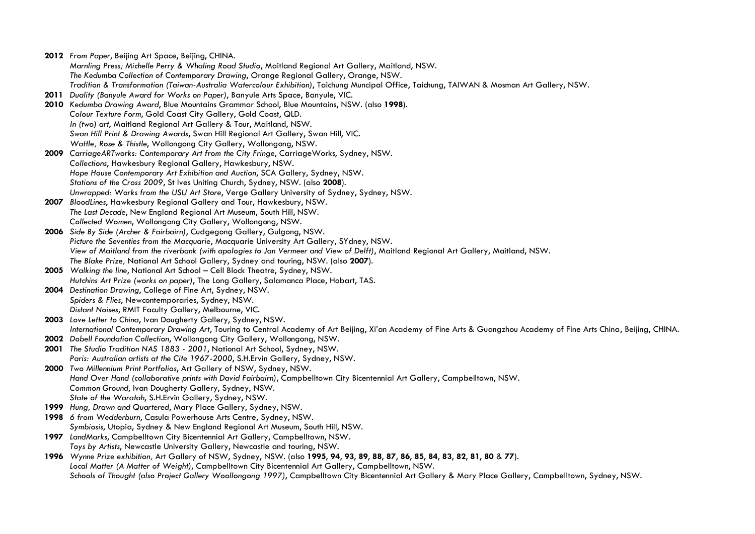**2012** *From Paper*, Beijing Art Space, Beijing, CHINA.
*Marnling Press; Michelle Perry & Whaling Road Studio*, Maitland Regional Art Gallery, Maitland, NSW.
*The Kedumba Collection of Contemporary Drawing*, Orange Regional Gallery, Orange, NSW.
*Tradition & Transformation (Taiwan-Australia Watercolour Exhibition)*, Taichung Muncipal Office, Taichung, TAIWAN & Mosman Art Gallery, NSW.

**2011** *Duality (Banyule Award for Works on Paper)*, Banyule Arts Space, Banyule, VIC.

**2010** *Kedumba Drawing Award*, Blue Mountains Grammar School, Blue Mountains, NSW. (also **1998**).
*Colour Texture Form*, Gold Coast City Gallery, Gold Coast, QLD.
*In (two) art*, Maitland Regional Art Gallery & Tour, Maitland, NSW.
*Swan Hill Print & Drawing Awards*, Swan Hill Regional Art Gallery, Swan Hill, VIC.
*Wattle, Rose & Thistle*, Wollongong City Gallery, Wollongong, NSW.

**2009** *CarriageARTworks: Contemporary Art from the City Fringe*, CarriageWorks, Sydney, NSW.
*Collections*, Hawkesbury Regional Gallery, Hawkesbury, NSW.
*Hope House Contemporary Art Exhibition and Auction*, SCA Gallery, Sydney, NSW.
*Stations of the Cross 2009*, St Ives Uniting Church, Sydney, NSW. (also **2008**).
*Unwrapped: Works from the USU Art Store*, Verge Gallery University of Sydney, Sydney, NSW.

**2007** *BloodLines*, Hawkesbury Regional Gallery and Tour, Hawkesbury, NSW.
*The Last Decade*, New England Regional Art Museum, South Hill, NSW.
*Collected Women*, Wollongong City Gallery, Wollongong, NSW.

**2006** *Side By Side (Archer & Fairbairn)*, Cudgegong Gallery, Gulgong, NSW.
*Picture the Seventies from the Macquarie*, Macquarie University Art Gallery, SYdney, NSW.
*View of Maitland from the riverbank (with apologies to Jan Vermeer and View of Delft)*, Maitland Regional Art Gallery, Maitland, NSW.
*The Blake Prize,* National Art School Gallery, Sydney and touring, NSW. (also **2007**).

**2005** *Walking the line*, National Art School – Cell Block Theatre, Sydney, NSW.
*Hutchins Art Prize (works on paper)*, The Long Gallery, Salamanca Place, Hobart, TAS.

**2004** *Destination Drawing*, College of Fine Art, Sydney, NSW.
*Spiders & Flies*, Newcontemporaries, Sydney, NSW.
*Distant Noises*, RMIT Faculty Gallery, Melbourne, VIC.

**2003** *Love Letter to China*, Ivan Dougherty Gallery, Sydney, NSW.
*International Contemporary Drawing Art*, Touring to Central Academy of Art Beijing, Xi'an Academy of Fine Arts & Guangzhou Academy of Fine Arts China, Beijing, CHINA.

**2002** *Dobell Foundation Collection*, Wollongong City Gallery, Wollongong, NSW.

**2001** *The Studio Tradition NAS 1883 - 2001*, National Art School, Sydney, NSW.
*Paris: Australian artists at the Cite 1967-2000*, S.H.Ervin Gallery, Sydney, NSW.

**2000** *Two Millennium Print Portfolios*, Art Gallery of NSW, Sydney, NSW.
*Hand Over Hand (collaborative prints with David Fairbairn)*, Campbelltown City Bicentennial Art Gallery, Campbelltown, NSW.
*Common Ground*, Ivan Dougherty Gallery, Sydney, NSW.
*State of the Waratah*, S.H.Ervin Gallery, Sydney, NSW.

**1999** *Hung, Drawn and Quartered*, Mary Place Gallery, Sydney, NSW.

**1998** *6 from Wedderburn*, Casula Powerhouse Arts Centre, Sydney, NSW.
*Symbiosis*, Utopia, Sydney & New England Regional Art Museum, South Hill, NSW.

**1997** *LandMarks*, Campbelltown City Bicentennial Art Gallery, Campbelltown, NSW.
*Toys by Artists*, Newcastle University Gallery, Newcastle and touring, NSW.

**1996** *Wynne Prize exhibition,* Art Gallery of NSW, Sydney, NSW. (also **1995**, **94**, **93**, **89**, **88**, **87**, **86**, **85**, **84**, **83**, **82**, **81**, **80** & **77**).
*Local Matter (A Matter of Weight)*, Campbelltown City Bicentennial Art Gallery, Campbelltown, NSW.
*Schools of Thought (also Project Gallery Woollongong 1997)*, Campbelltown City Bicentennial Art Gallery & Mary Place Gallery, Campbelltown, Sydney, NSW.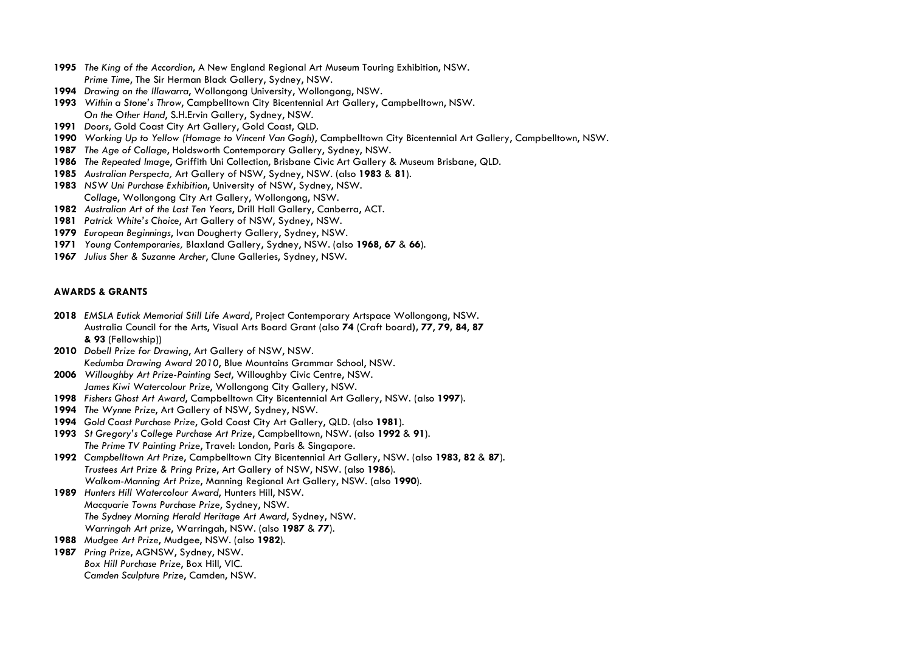**1995** *The King of the Accordion*, A New England Regional Art Museum Touring Exhibition, NSW.
*Prime Time*, The Sir Herman Black Gallery, Sydney, NSW.
**1994** *Drawing on the Illawarra*, Wollongong University, Wollongong, NSW.
**1993** *Within a Stone's Throw*, Campbelltown City Bicentennial Art Gallery, Campbelltown, NSW.
*On the Other Hand*, S.H.Ervin Gallery, Sydney, NSW.
**1991** *Doors*, Gold Coast City Art Gallery, Gold Coast, QLD.
**1990** *Working Up to Yellow (Homage to Vincent Van Gogh)*, Campbelltown City Bicentennial Art Gallery, Campbelltown, NSW.
**1987** *The Age of Collage*, Holdsworth Contemporary Gallery, Sydney, NSW.
**1986** *The Repeated Image*, Griffith Uni Collection, Brisbane Civic Art Gallery & Museum Brisbane, QLD.
**1985** *Australian Perspecta,* Art Gallery of NSW, Sydney, NSW. (also **1983** & **81**).
**1983** *NSW Uni Purchase Exhibition*, University of NSW, Sydney, NSW.
*Collage*, Wollongong City Art Gallery, Wollongong, NSW.
**1982** *Australian Art of the Last Ten Years*, Drill Hall Gallery, Canberra, ACT.
**1981** *Patrick White's Choice*, Art Gallery of NSW, Sydney, NSW.
**1979** *European Beginnings*, Ivan Dougherty Gallery, Sydney, NSW.
**1971** *Young Contemporaries,* Blaxland Gallery, Sydney, NSW. (also **1968**, **67** & **66**).
**1967** *Julius Sher & Suzanne Archer*, Clune Galleries, Sydney, NSW.

**AWARDS & GRANTS**

**2018** *EMSLA Eutick Memorial Still Life Award*, Project Contemporary Artspace Wollongong, NSW.
Australia Council for the Arts, Visual Arts Board Grant (also **74** (Craft board), **77**, **79**, **84**, **87 & 93** (Fellowship))
**2010** *Dobell Prize for Drawing*, Art Gallery of NSW, NSW.
*Kedumba Drawing Award 2010*, Blue Mountains Grammar School, NSW.
**2006** *Willoughby Art Prize-Painting Sect*, Willoughby Civic Centre, NSW.
*James Kiwi Watercolour Prize*, Wollongong City Gallery, NSW.
**1998** *Fishers Ghost Art Award*, Campbelltown City Bicentennial Art Gallery, NSW. (also **1997**).
**1994** *The Wynne Prize*, Art Gallery of NSW, Sydney, NSW.
**1994** *Gold Coast Purchase Prize*, Gold Coast City Art Gallery, QLD. (also **1981**).
**1993** *St Gregory's College Purchase Art Prize*, Campbelltown, NSW. (also **1992** & **91**).
*The Prime TV Painting Prize*, Travel: London, Paris & Singapore.
**1992** *Campbelltown Art Prize*, Campbelltown City Bicentennial Art Gallery, NSW. (also **1983**, **82** & **87**).
*Trustees Art Prize & Pring Prize*, Art Gallery of NSW, NSW. (also **1986**).
*Walkom-Manning Art Prize*, Manning Regional Art Gallery, NSW. (also **1990**).
**1989** *Hunters Hill Watercolour Award*, Hunters Hill, NSW.
*Macquarie Towns Purchase Prize*, Sydney, NSW.
*The Sydney Morning Herald Heritage Art Award*, Sydney, NSW.
*Warringah Art prize*, Warringah, NSW. (also **1987** & **77**).
**1988** *Mudgee Art Prize*, Mudgee, NSW. (also **1982**).
**1987** *Pring Prize*, AGNSW, Sydney, NSW.
*Box Hill Purchase Prize*, Box Hill, VIC.
*Camden Sculpture Prize*, Camden, NSW.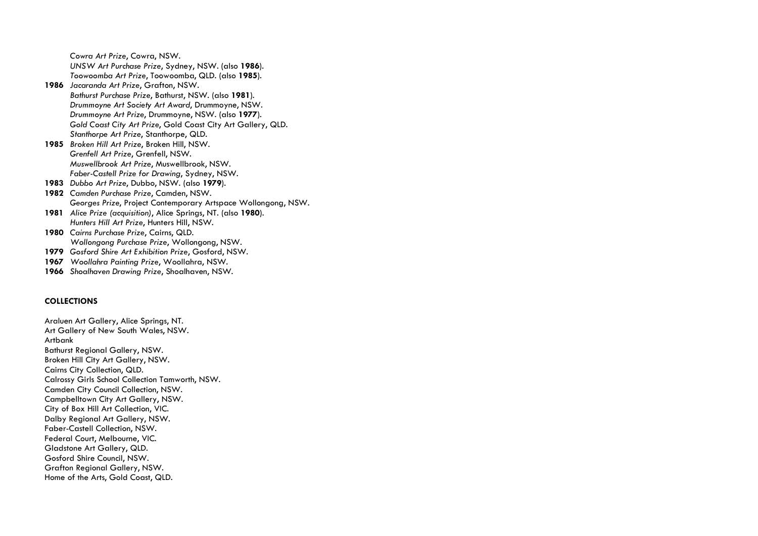*Cowra Art Prize*, Cowra, NSW.
*UNSW Art Purchase Prize*, Sydney, NSW. (also **1986**).
*Toowoomba Art Prize*, Toowoomba, QLD. (also **1985**).

**1986** *Jacaranda Art Prize*, Grafton, NSW.
*Bathurst Purchase Prize*, Bathurst, NSW. (also **1981**).
*Drummoyne Art Society Art Award*, Drummoyne, NSW.
*Drummoyne Art Prize*, Drummoyne, NSW. (also **1977**).
*Gold Coast City Art Prize*, Gold Coast City Art Gallery, QLD.
*Stanthorpe Art Prize*, Stanthorpe, QLD.

**1985** *Broken Hill Art Prize*, Broken Hill, NSW.
*Grenfell Art Prize*, Grenfell, NSW.
*Muswellbrook Art Prize*, Muswellbrook, NSW.
*Faber-Castell Prize for Drawing*, Sydney, NSW.

**1983** *Dubbo Art Prize*, Dubbo, NSW. (also **1979**).

**1982** *Camden Purchase Prize*, Camden, NSW.
*Georges Prize*, Project Contemporary Artspace Wollongong, NSW.

**1981** *Alice Prize (acquisition)*, Alice Springs, NT. (also **1980**).
*Hunters Hill Art Prize*, Hunters Hill, NSW.

**1980** *Cairns Purchase Prize*, Cairns, QLD.
*Wollongong Purchase Prize*, Wollongong, NSW.

**1979** *Gosford Shire Art Exhibition Prize*, Gosford, NSW.

**1967** *Woollahra Painting Prize*, Woollahra, NSW.

**1966** *Shoalhaven Drawing Prize*, Shoalhaven, NSW.

**COLLECTIONS**

Araluen Art Gallery, Alice Springs, NT.
Art Gallery of New South Wales, NSW.
Artbank
Bathurst Regional Gallery, NSW.
Broken Hill City Art Gallery, NSW.
Cairns City Collection, QLD.
Calrossy Girls School Collection Tamworth, NSW.
Camden City Council Collection, NSW.
Campbelltown City Art Gallery, NSW.
City of Box Hill Art Collection, VIC.
Dalby Regional Art Gallery, NSW.
Faber-Castell Collection, NSW.
Federal Court, Melbourne, VIC.
Gladstone Art Gallery, QLD.
Gosford Shire Council, NSW.
Grafton Regional Gallery, NSW.
Home of the Arts, Gold Coast, QLD.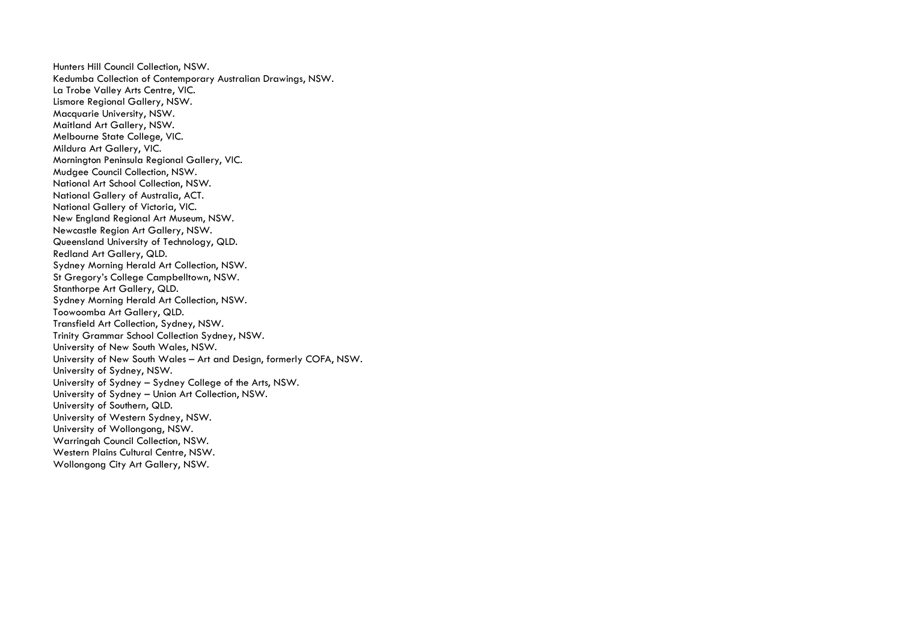Hunters Hill Council Collection, NSW.
Kedumba Collection of Contemporary Australian Drawings, NSW.
La Trobe Valley Arts Centre, VIC.
Lismore Regional Gallery, NSW.
Macquarie University, NSW.
Maitland Art Gallery, NSW.
Melbourne State College, VIC.
Mildura Art Gallery, VIC.
Mornington Peninsula Regional Gallery, VIC.
Mudgee Council Collection, NSW.
National Art School Collection, NSW.
National Gallery of Australia, ACT.
National Gallery of Victoria, VIC.
New England Regional Art Museum, NSW.
Newcastle Region Art Gallery, NSW.
Queensland University of Technology, QLD.
Redland Art Gallery, QLD.
Sydney Morning Herald Art Collection, NSW.
St Gregory's College Campbelltown, NSW.
Stanthorpe Art Gallery, QLD.
Sydney Morning Herald Art Collection, NSW.
Toowoomba Art Gallery, QLD.
Transfield Art Collection, Sydney, NSW.
Trinity Grammar School Collection Sydney, NSW.
University of New South Wales, NSW.
University of New South Wales – Art and Design, formerly COFA, NSW.
University of Sydney, NSW.
University of Sydney – Sydney College of the Arts, NSW.
University of Sydney – Union Art Collection, NSW.
University of Southern, QLD.
University of Western Sydney, NSW.
University of Wollongong, NSW.
Warringah Council Collection, NSW.
Western Plains Cultural Centre, NSW.
Wollongong City Art Gallery, NSW.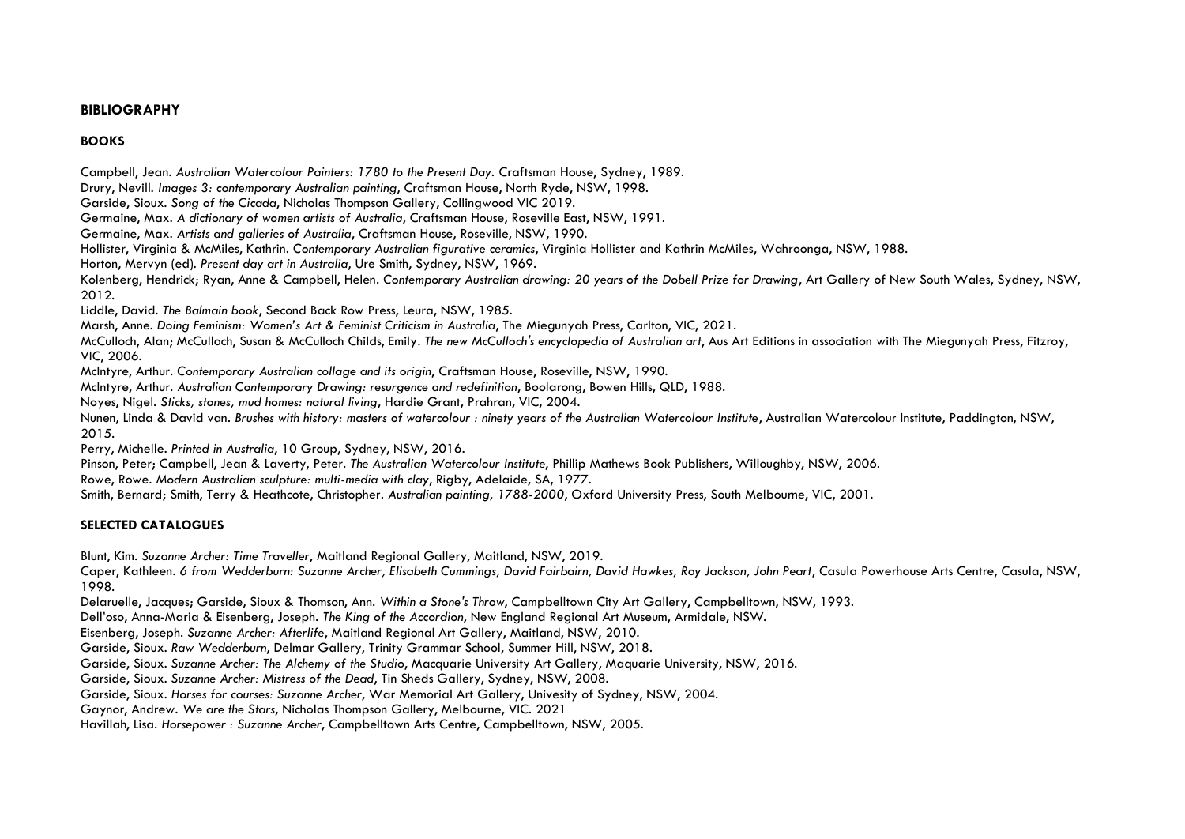## BIBLIOGRAPHY

### BOOKS

Campbell, Jean. *Australian Watercolour Painters: 1780 to the Present Day*. Craftsman House, Sydney, 1989.
Drury, Nevill. *Images 3: contemporary Australian painting*, Craftsman House, North Ryde, NSW, 1998.
Garside, Sioux. *Song of the Cicada*, Nicholas Thompson Gallery, Collingwood VIC 2019.
Germaine, Max. *A dictionary of women artists of Australia*, Craftsman House, Roseville East, NSW, 1991.
Germaine, Max. *Artists and galleries of Australia*, Craftsman House, Roseville, NSW, 1990.
Hollister, Virginia & McMiles, Kathrin. *Contemporary Australian figurative ceramics*, Virginia Hollister and Kathrin McMiles, Wahroonga, NSW, 1988.
Horton, Mervyn (ed). *Present day art in Australia*, Ure Smith, Sydney, NSW, 1969.
Kolenberg, Hendrick; Ryan, Anne & Campbell, Helen. *Contemporary Australian drawing: 20 years of the Dobell Prize for Drawing*, Art Gallery of New South Wales, Sydney, NSW, 2012.
Liddle, David. *The Balmain book*, Second Back Row Press, Leura, NSW, 1985.
Marsh, Anne. *Doing Feminism: Women's Art & Feminist Criticism in Australia*, The Miegunyah Press, Carlton, VIC, 2021.
McCulloch, Alan; McCulloch, Susan & McCulloch Childs, Emily. *The new McCulloch's encyclopedia of Australian art*, Aus Art Editions in association with The Miegunyah Press, Fitzroy, VIC, 2006.
McIntyre, Arthur. *Contemporary Australian collage and its origin*, Craftsman House, Roseville, NSW, 1990.
McIntyre, Arthur. *Australian Contemporary Drawing: resurgence and redefinition*, Boolarong, Bowen Hills, QLD, 1988.
Noyes, Nigel. *Sticks, stones, mud homes: natural living*, Hardie Grant, Prahran, VIC, 2004.
Nunen, Linda & David van. *Brushes with history: masters of watercolour : ninety years of the Australian Watercolour Institute*, Australian Watercolour Institute, Paddington, NSW, 2015.
Perry, Michelle. *Printed in Australia*, 10 Group, Sydney, NSW, 2016.
Pinson, Peter; Campbell, Jean & Laverty, Peter. *The Australian Watercolour Institute*, Phillip Mathews Book Publishers, Willoughby, NSW, 2006.
Rowe, Rowe. *Modern Australian sculpture: multi-media with clay*, Rigby, Adelaide, SA, 1977.
Smith, Bernard; Smith, Terry & Heathcote, Christopher. *Australian painting, 1788-2000*, Oxford University Press, South Melbourne, VIC, 2001.

### SELECTED CATALOGUES

Blunt, Kim. *Suzanne Archer: Time Traveller*, Maitland Regional Gallery, Maitland, NSW, 2019.
Caper, Kathleen. *6 from Wedderburn: Suzanne Archer, Elisabeth Cummings, David Fairbairn, David Hawkes, Roy Jackson, John Peart*, Casula Powerhouse Arts Centre, Casula, NSW, 1998.
Delaruelle, Jacques; Garside, Sioux & Thomson, Ann. *Within a Stone's Throw*, Campbelltown City Art Gallery, Campbelltown, NSW, 1993.
Dell'oso, Anna-Maria & Eisenberg, Joseph. *The King of the Accordion*, New England Regional Art Museum, Armidale, NSW.
Eisenberg, Joseph. *Suzanne Archer: Afterlife*, Maitland Regional Art Gallery, Maitland, NSW, 2010.
Garside, Sioux. *Raw Wedderburn*, Delmar Gallery, Trinity Grammar School, Summer Hill, NSW, 2018.
Garside, Sioux. *Suzanne Archer: The Alchemy of the Studio*, Macquarie University Art Gallery, Maquarie University, NSW, 2016.
Garside, Sioux. *Suzanne Archer: Mistress of the Dead*, Tin Sheds Gallery, Sydney, NSW, 2008.
Garside, Sioux. *Horses for courses: Suzanne Archer*, War Memorial Art Gallery, Univesity of Sydney, NSW, 2004.
Gaynor, Andrew. *We are the Stars*, Nicholas Thompson Gallery, Melbourne, VIC. 2021
Havillah, Lisa. *Horsepower : Suzanne Archer*, Campbelltown Arts Centre, Campbelltown, NSW, 2005.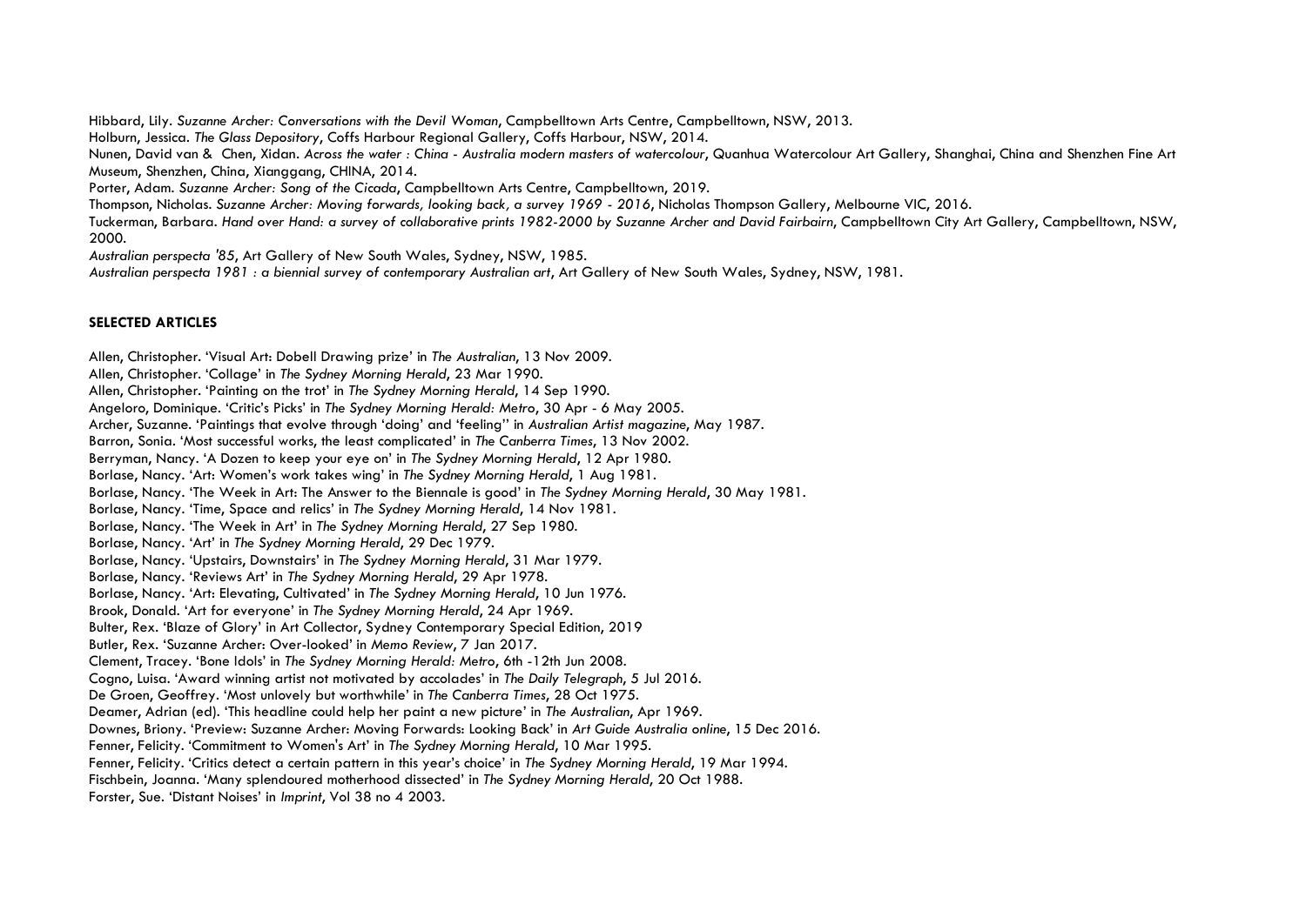Hibbard, Lily. *Suzanne Archer: Conversations with the Devil Woman*, Campbelltown Arts Centre, Campbelltown, NSW, 2013.
Holburn, Jessica. *The Glass Depository*, Coffs Harbour Regional Gallery, Coffs Harbour, NSW, 2014.
Nunen, David van & Chen, Xidan. *Across the water : China - Australia modern masters of watercolour*, Quanhua Watercolour Art Gallery, Shanghai, China and Shenzhen Fine Art Museum, Shenzhen, China, Xianggang, CHINA, 2014.
Porter, Adam. *Suzanne Archer: Song of the Cicada*, Campbelltown Arts Centre, Campbelltown, 2019.
Thompson, Nicholas. *Suzanne Archer: Moving forwards, looking back, a survey 1969 - 2016*, Nicholas Thompson Gallery, Melbourne VIC, 2016.
Tuckerman, Barbara. *Hand over Hand: a survey of collaborative prints 1982-2000 by Suzanne Archer and David Fairbairn*, Campbelltown City Art Gallery, Campbelltown, NSW, 2000.
*Australian perspecta '85*, Art Gallery of New South Wales, Sydney, NSW, 1985.
*Australian perspecta 1981 : a biennial survey of contemporary Australian art*, Art Gallery of New South Wales, Sydney, NSW, 1981.

**SELECTED ARTICLES**

Allen, Christopher. 'Visual Art: Dobell Drawing prize' in *The Australian*, 13 Nov 2009.
Allen, Christopher. 'Collage' in *The Sydney Morning Herald*, 23 Mar 1990.
Allen, Christopher. 'Painting on the trot' in *The Sydney Morning Herald*, 14 Sep 1990.
Angeloro, Dominique. 'Critic's Picks' in *The Sydney Morning Herald: Metro*, 30 Apr - 6 May 2005.
Archer, Suzanne. 'Paintings that evolve through 'doing' and 'feeling'' in *Australian Artist magazine*, May 1987.
Barron, Sonia. 'Most successful works, the least complicated' in *The Canberra Times*, 13 Nov 2002.
Berryman, Nancy. 'A Dozen to keep your eye on' in *The Sydney Morning Herald*, 12 Apr 1980.
Borlase, Nancy. 'Art: Women's work takes wing' in *The Sydney Morning Herald*, 1 Aug 1981.
Borlase, Nancy. 'The Week in Art: The Answer to the Biennale is good' in *The Sydney Morning Herald*, 30 May 1981.
Borlase, Nancy. 'Time, Space and relics' in *The Sydney Morning Herald*, 14 Nov 1981.
Borlase, Nancy. 'The Week in Art' in *The Sydney Morning Herald*, 27 Sep 1980.
Borlase, Nancy. 'Art' in *The Sydney Morning Herald*, 29 Dec 1979.
Borlase, Nancy. 'Upstairs, Downstairs' in *The Sydney Morning Herald*, 31 Mar 1979.
Borlase, Nancy. 'Reviews Art' in *The Sydney Morning Herald*, 29 Apr 1978.
Borlase, Nancy. 'Art: Elevating, Cultivated' in *The Sydney Morning Herald*, 10 Jun 1976.
Brook, Donald. 'Art for everyone' in *The Sydney Morning Herald*, 24 Apr 1969.
Bulter, Rex. 'Blaze of Glory' in Art Collector, Sydney Contemporary Special Edition, 2019
Butler, Rex. 'Suzanne Archer: Over-looked' in *Memo Review*, 7 Jan 2017.
Clement, Tracey. 'Bone Idols' in *The Sydney Morning Herald: Metro*, 6th -12th Jun 2008.
Cogno, Luisa. 'Award winning artist not motivated by accolades' in *The Daily Telegraph*, 5 Jul 2016.
De Groen, Geoffrey. 'Most unlovely but worthwhile' in *The Canberra Times*, 28 Oct 1975.
Deamer, Adrian (ed). 'This headline could help her paint a new picture' in *The Australian*, Apr 1969.
Downes, Briony. 'Preview: Suzanne Archer: Moving Forwards: Looking Back' in *Art Guide Australia online*, 15 Dec 2016.
Fenner, Felicity. 'Commitment to Women's Art' in *The Sydney Morning Herald*, 10 Mar 1995.
Fenner, Felicity. 'Critics detect a certain pattern in this year's choice' in *The Sydney Morning Herald*, 19 Mar 1994.
Fischbein, Joanna. 'Many splendoured motherhood dissected' in *The Sydney Morning Herald*, 20 Oct 1988.
Forster, Sue. 'Distant Noises' in *Imprint*, Vol 38 no 4 2003.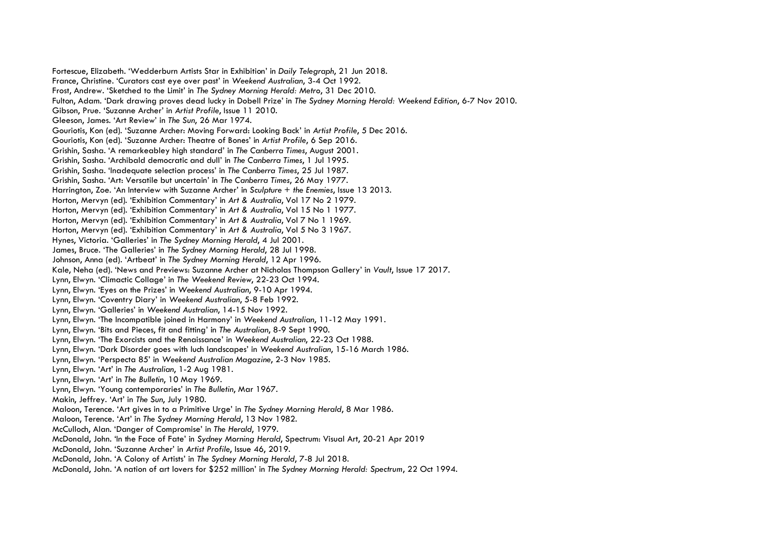Fortescue, Elizabeth. 'Wedderburn Artists Star in Exhibition' in *Daily Telegraph*, 21 Jun 2018.
France, Christine. 'Curators cast eye over past' in *Weekend Australian*, 3-4 Oct 1992.
Frost, Andrew. 'Sketched to the Limit' in *The Sydney Morning Herald: Metro*, 31 Dec 2010.
Fulton, Adam. 'Dark drawing proves dead lucky in Dobell Prize' in *The Sydney Morning Herald: Weekend Edition*, 6-7 Nov 2010.
Gibson, Prue. 'Suzanne Archer' in *Artist Profile*, Issue 11 2010.
Gleeson, James. 'Art Review' in *The Sun*, 26 Mar 1974.
Gouriotis, Kon (ed). 'Suzanne Archer: Moving Forward: Looking Back' in *Artist Profile*, 5 Dec 2016.
Gouriotis, Kon (ed). 'Suzanne Archer: Theatre of Bones' in *Artist Profile*, 6 Sep 2016.
Grishin, Sasha. 'A remarkeabley high standard' in *The Canberra Times*, August 2001.
Grishin, Sasha. 'Archibald democratic and dull' in *The Canberra Times*, 1 Jul 1995.
Grishin, Sasha. 'Inadequate selection process' in *The Canberra Times*, 25 Jul 1987.
Grishin, Sasha. 'Art: Versatile but uncertain' in *The Canberra Times*, 26 May 1977.
Harrington, Zoe. 'An Interview with Suzanne Archer' in *Sculpture + the Enemies*, Issue 13 2013.
Horton, Mervyn (ed). 'Exhibition Commentary' in *Art & Australia*, Vol 17 No 2 1979.
Horton, Mervyn (ed). 'Exhibition Commentary' in *Art & Australia*, Vol 15 No 1 1977.
Horton, Mervyn (ed). 'Exhibition Commentary' in *Art & Australia*, Vol 7 No 1 1969.
Horton, Mervyn (ed). 'Exhibition Commentary' in *Art & Australia*, Vol 5 No 3 1967.
Hynes, Victoria. 'Galleries' in *The Sydney Morning Herald*, 4 Jul 2001.
James, Bruce. 'The Galleries' in *The Sydney Morning Herald*, 28 Jul 1998.
Johnson, Anna (ed). 'Artbeat' in *The Sydney Morning Herald*, 12 Apr 1996.
Kale, Neha (ed). 'News and Previews: Suzanne Archer at Nicholas Thompson Gallery' in *Vault*, Issue 17 2017.
Lynn, Elwyn. 'Climactic Collage' in *The Weekend Review*, 22-23 Oct 1994.
Lynn, Elwyn. 'Eyes on the Prizes' in *Weekend Australian*, 9-10 Apr 1994.
Lynn, Elwyn. 'Coventry Diary' in *Weekend Australian*, 5-8 Feb 1992.
Lynn, Elwyn. 'Galleries' in *Weekend Australian*, 14-15 Nov 1992.
Lynn, Elwyn. 'The Incompatible joined in Harmony' in *Weekend Australian*, 11-12 May 1991.
Lynn, Elwyn. 'Bits and Pieces, fit and fitting' in *The Australian*, 8-9 Sept 1990.
Lynn, Elwyn. 'The Exorcists and the Renaissance' in *Weekend Australian*, 22-23 Oct 1988.
Lynn, Elwyn. 'Dark Disorder goes with luch landscapes' in *Weekend Australian*, 15-16 March 1986.
Lynn, Elwyn. 'Perspecta 85' in *Weekend Australian Magazine*, 2-3 Nov 1985.
Lynn, Elwyn. 'Art' in *The Australian*, 1-2 Aug 1981.
Lynn, Elwyn. 'Art' in *The Bulletin*, 10 May 1969.
Lynn, Elwyn. 'Young contemporaries' in *The Bulletin*, Mar 1967.
Makin, Jeffrey. 'Art' in *The Sun*, July 1980.
Maloon, Terence. 'Art gives in to a Primitive Urge' in *The Sydney Morning Herald*, 8 Mar 1986.
Maloon, Terence. 'Art' in *The Sydney Morning Herald*, 13 Nov 1982.
McCulloch, Alan. 'Danger of Compromise' in *The Herald*, 1979.
McDonald, John. 'In the Face of Fate' in *Sydney Morning Herald*, Spectrum: Visual Art, 20-21 Apr 2019
McDonald, John. 'Suzanne Archer' in *Artist Profile*, Issue 46, 2019.
McDonald, John. 'A Colony of Artists' in *The Sydney Morning Herald*, 7-8 Jul 2018.
McDonald, John. 'A nation of art lovers for $252 million' in *The Sydney Morning Herald: Spectrum*, 22 Oct 1994.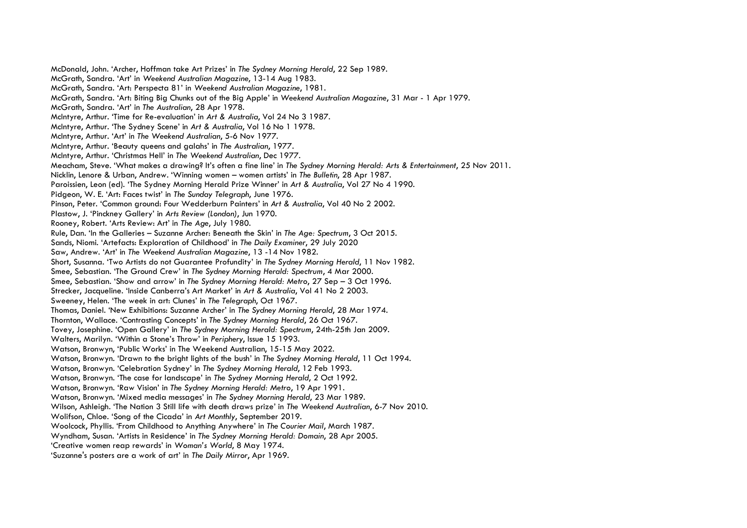McDonald, John. 'Archer, Hoffman take Art Prizes' in *The Sydney Morning Herald*, 22 Sep 1989.
McGrath, Sandra. 'Art' in *Weekend Australian Magazine*, 13-14 Aug 1983.
McGrath, Sandra. 'Art: Perspecta 81' in *Weekend Australian Magazine*, 1981.
McGrath, Sandra. 'Art: Biting Big Chunks out of the Big Apple' in *Weekend Australian Magazine*, 31 Mar - 1 Apr 1979.
McGrath, Sandra. 'Art' in *The Australian*, 28 Apr 1978.
McIntyre, Arthur. 'Time for Re-evaluation' in *Art & Australia*, Vol 24 No 3 1987.
McIntyre, Arthur. 'The Sydney Scene' in *Art & Australia*, Vol 16 No 1 1978.
McIntyre, Arthur. 'Art' in *The Weekend Australian*, 5-6 Nov 1977.
McIntyre, Arthur. 'Beauty queens and galahs' in *The Australian*, 1977.
McIntyre, Arthur. 'Christmas Hell' in *The Weekend Australian*, Dec 1977.
Meacham, Steve. 'What makes a drawing? It's often a fine line' in *The Sydney Morning Herald: Arts & Entertainment*, 25 Nov 2011.
Nicklin, Lenore & Urban, Andrew. 'Winning women – women artists' in *The Bulletin*, 28 Apr 1987.
Paroissien, Leon (ed). 'The Sydney Morning Herald Prize Winner' in *Art & Australia*, Vol 27 No 4 1990.
Pidgeon, W. E. 'Art: Faces twist' in *The Sunday Telegraph*, June 1976.
Pinson, Peter. 'Common ground: Four Wedderburn Painters' in *Art & Australia*, Vol 40 No 2 2002.
Plastow, J. 'Pinckney Gallery' in *Arts Review (London)*, Jun 1970.
Rooney, Robert. 'Arts Review: Art' in *The Age*, July 1980.
Rule, Dan. 'In the Galleries – Suzanne Archer: Beneath the Skin' in *The Age: Spectrum*, 3 Oct 2015.
Sands, Niomi. 'Artefacts: Exploration of Childhood' in *The Daily Examiner*, 29 July 2020
Saw, Andrew. 'Art' in *The Weekend Australian Magazine*, 13 -14 Nov 1982.
Short, Susanna. 'Two Artists do not Guarantee Profundity' in *The Sydney Morning Herald*, 11 Nov 1982.
Smee, Sebastian. 'The Ground Crew' in *The Sydney Morning Herald: Spectrum*, 4 Mar 2000.
Smee, Sebastian. 'Show and arrow' in *The Sydney Morning Herald: Metro*, 27 Sep – 3 Oct 1996.
Strecker, Jacqueline. 'Inside Canberra's Art Market' in *Art & Australia*, Vol 41 No 2 2003.
Sweeney, Helen. 'The week in art: Clunes' in *The Telegraph*, Oct 1967.
Thomas, Daniel. 'New Exhibitions: Suzanne Archer' in *The Sydney Morning Herald*, 28 Mar 1974.
Thornton, Wallace. 'Contrasting Concepts' in *The Sydney Morning Herald*, 26 Oct 1967.
Tovey, Josephine. 'Open Gallery' in *The Sydney Morning Herald: Spectrum*, 24th-25th Jan 2009.
Walters, Marilyn. 'Within a Stone's Throw' in *Periphery*, Issue 15 1993.
Watson, Bronwyn, 'Public Works' in The Weekend Australian, 15-15 May 2022.
Watson, Bronwyn. 'Drawn to the bright lights of the bush' in *The Sydney Morning Herald*, 11 Oct 1994.
Watson, Bronwyn. 'Celebration Sydney' in *The Sydney Morning Herald*, 12 Feb 1993.
Watson, Bronwyn. 'The case for landscape' in *The Sydney Morning Herald*, 2 Oct 1992.
Watson, Bronwyn. 'Raw Vision' in *The Sydney Morning Herald: Metro*, 19 Apr 1991.
Watson, Bronwyn. 'Mixed media messages' in *The Sydney Morning Herald*, 23 Mar 1989.
Wilson, Ashleigh. 'The Nation 3 Still life with death draws prize' in *The Weekend Australian*, 6-7 Nov 2010.
Wolifson, Chloe. 'Song of the Cicada' in *Art Monthly*, September 2019.
Woolcock, Phyllis. 'From Childhood to Anything Anywhere' in *The Courier Mail*, March 1987.
Wyndham, Susan. 'Artists in Residence' in *The Sydney Morning Herald: Domain*, 28 Apr 2005.
'Creative women reap rewards' in *Woman's World*, 8 May 1974.
'Suzanne's posters are a work of art' in *The Daily Mirror*, Apr 1969.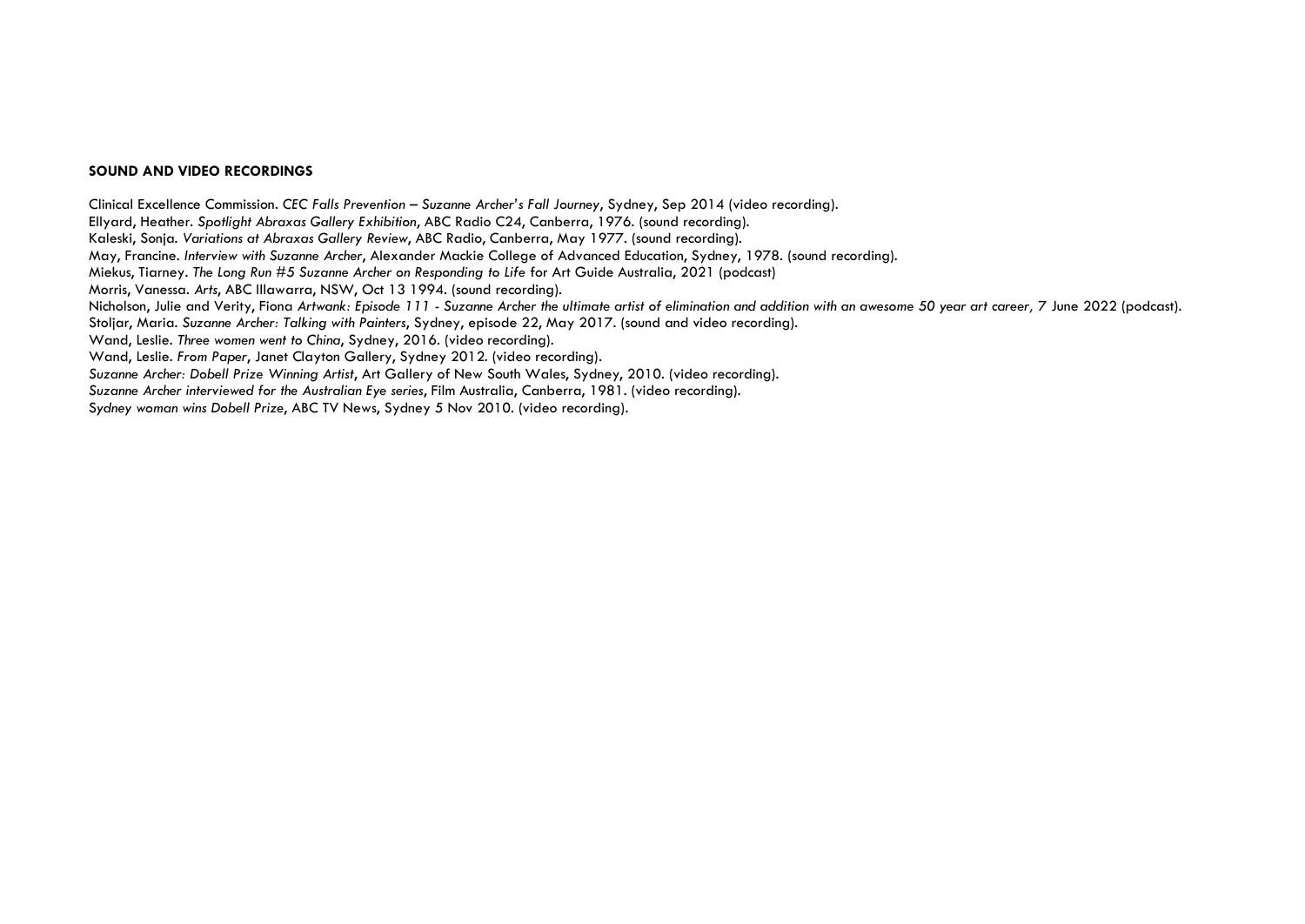**SOUND AND VIDEO RECORDINGS**

Clinical Excellence Commission. *CEC Falls Prevention – Suzanne Archer's Fall Journey*, Sydney, Sep 2014 (video recording).
Ellyard, Heather. *Spotlight Abraxas Gallery Exhibition*, ABC Radio C24, Canberra, 1976. (sound recording).
Kaleski, Sonja. *Variations at Abraxas Gallery Review*, ABC Radio, Canberra, May 1977. (sound recording).
May, Francine. *Interview with Suzanne Archer*, Alexander Mackie College of Advanced Education, Sydney, 1978. (sound recording).
Miekus, Tiarney. *The Long Run #5 Suzanne Archer on Responding to Life* for Art Guide Australia, 2021 (podcast)
Morris, Vanessa. *Arts*, ABC Illawarra, NSW, Oct 13 1994. (sound recording).
Nicholson, Julie and Verity, Fiona *Artwank: Episode 111 - Suzanne Archer the ultimate artist of elimination and addition with an awesome 50 year art career, 7* June 2022 (podcast).
Stoljar, Maria. *Suzanne Archer: Talking with Painters*, Sydney, episode 22, May 2017. (sound and video recording).
Wand, Leslie. *Three women went to China*, Sydney, 2016. (video recording).
Wand, Leslie. *From Paper*, Janet Clayton Gallery, Sydney 2012. (video recording).
*Suzanne Archer: Dobell Prize Winning Artist*, Art Gallery of New South Wales, Sydney, 2010. (video recording).
*Suzanne Archer interviewed for the Australian Eye series*, Film Australia, Canberra, 1981. (video recording).
*Sydney woman wins Dobell Prize*, ABC TV News, Sydney 5 Nov 2010. (video recording).